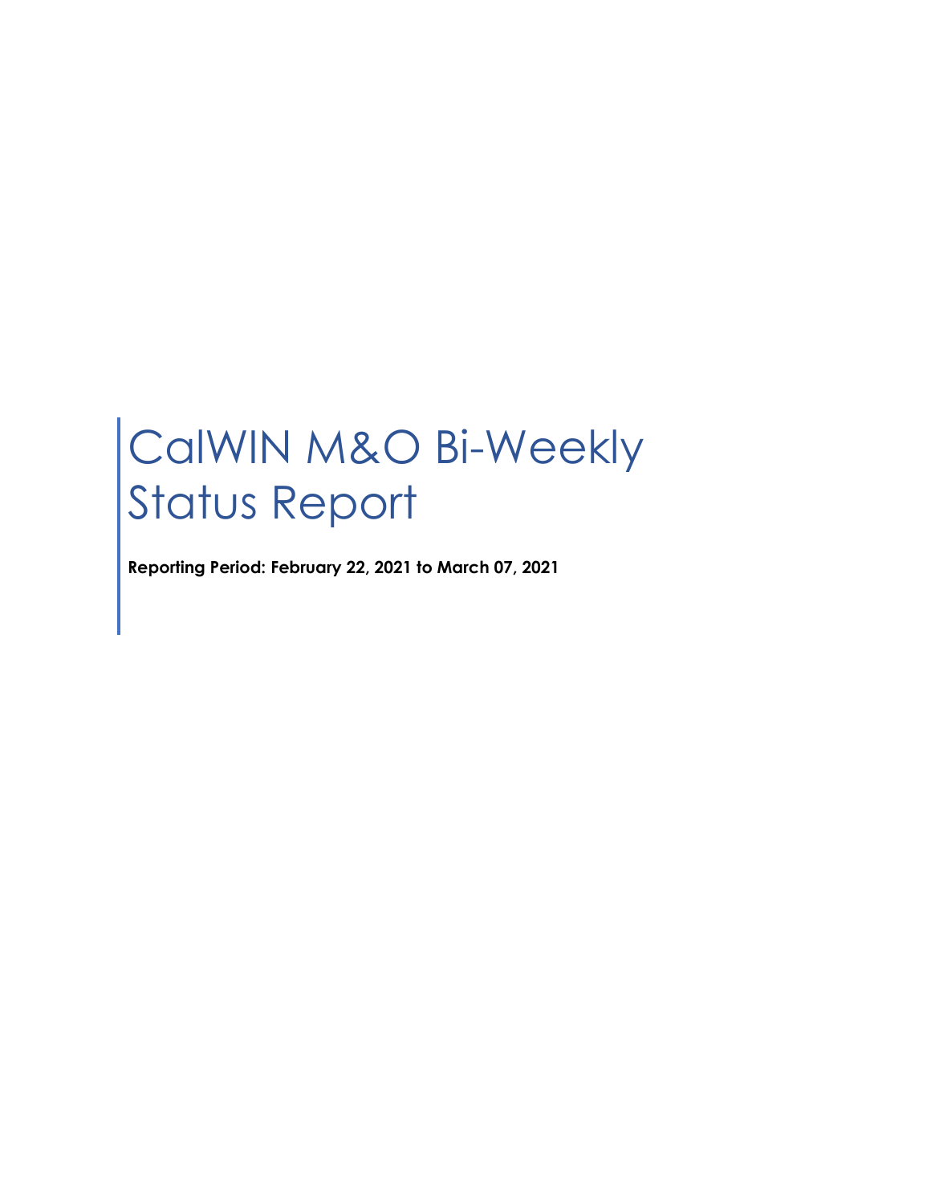# CalWIN M&O Bi-Weekly Status Report

**Reporting Period: February 22, 2021 to March 07, 2021**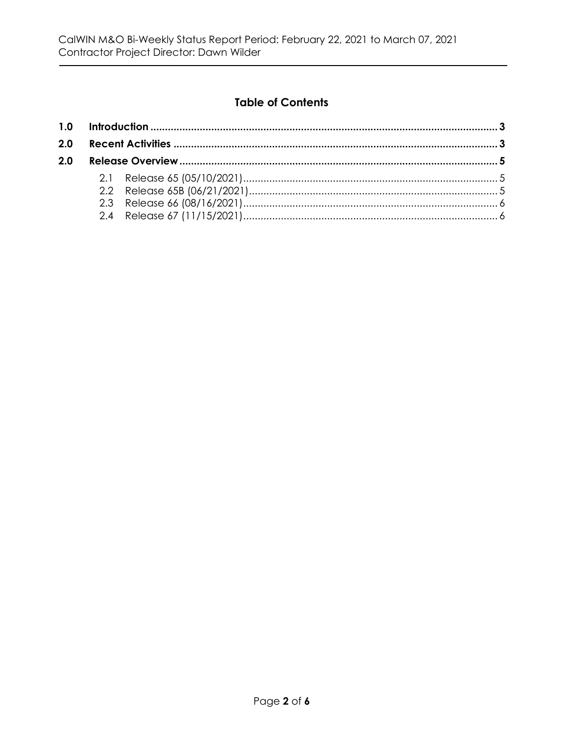## Table of Contents

| | | |
|---|---|---|
| **1.0** | **Introduction** | **3** |
| **2.0** | **Recent Activities** | **3** |
| **2.0** | **Release Overview** | **5** |
| 2.1 | Release 65 (05/10/2021) | 5 |
| 2.2 | Release 65B (06/21/2021) | 5 |
| 2.3 | Release 66 (08/16/2021) | 6 |
| 2.4 | Release 67 (11/15/2021) | 6 |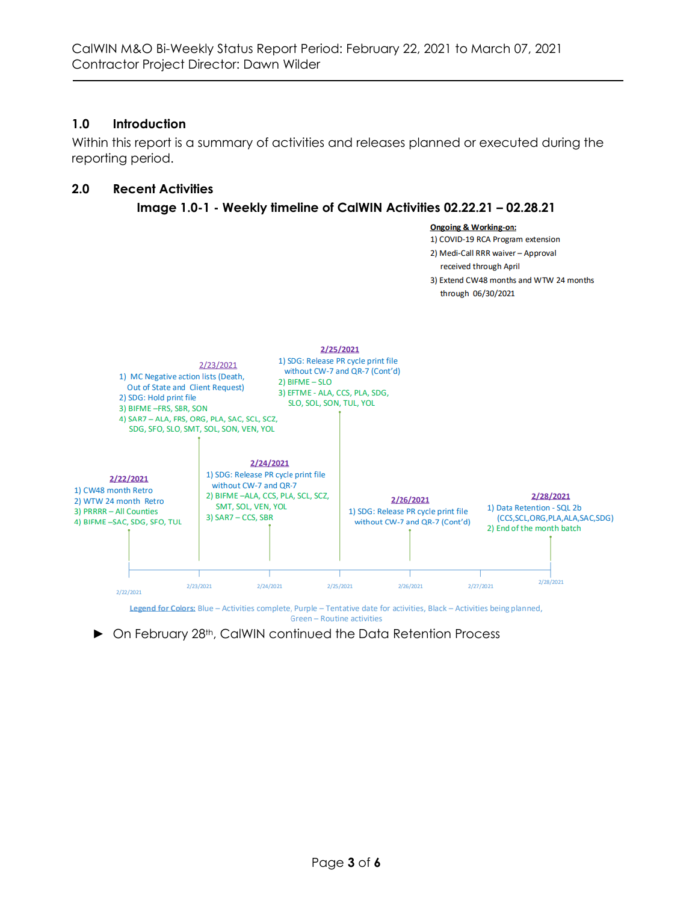## 1.0 Introduction

Within this report is a summary of activities and releases planned or executed during the reporting period.

## 2.0 Recent Activities

### Image 1.0-1 - Weekly timeline of CalWIN Activities 02.22.21 – 02.28.21

**Ongoing & Working-on:**

1) COVID-19 RCA Program extension
2) Medi-Call RRR waiver – Approval received through April
3) Extend CW48 months and WTW 24 months through 06/30/2021

**2/22/2021**

1) CW48 month Retro
2) WTW 24 month Retro
3) PRRRR – All Counties
4) BIFME –SAC, SDG, SFO, TUL

**2/23/2021**

1) MC Negative action lists (Death, Out of State and Client Request)
2) SDG: Hold print file
3) BIFME –FRS, SBR, SON
4) SAR7 – ALA, FRS, ORG, PLA, SAC, SCL, SCZ, SDG, SFO, SLO, SMT, SOL, SON, VEN, YOL

**2/24/2021**

1) SDG: Release PR cycle print file without CW-7 and QR-7
2) BIFME –ALA, CCS, PLA, SCL, SCZ, SMT, SOL, VEN, YOL
3) SAR7 – CCS, SBR

**2/25/2021**

1) SDG: Release PR cycle print file without CW-7 and QR-7 (Cont'd)
2) BIFME – SLO
3) EFTME - ALA, CCS, PLA, SDG, SLO, SOL, SON, TUL, YOL

**2/26/2021**

1) SDG: Release PR cycle print file without CW-7 and QR-7 (Cont'd)

**2/28/2021**

1) Data Retention - SQL 2b (CCS,SCL,ORG,PLA,ALA,SAC,SDG)
2) End of the month batch

Legend for Colors: Blue – Activities complete, Purple – Tentative date for activities, Black – Activities being planned, Green – Routine activities

- On February 28th, CalWIN continued the Data Retention Process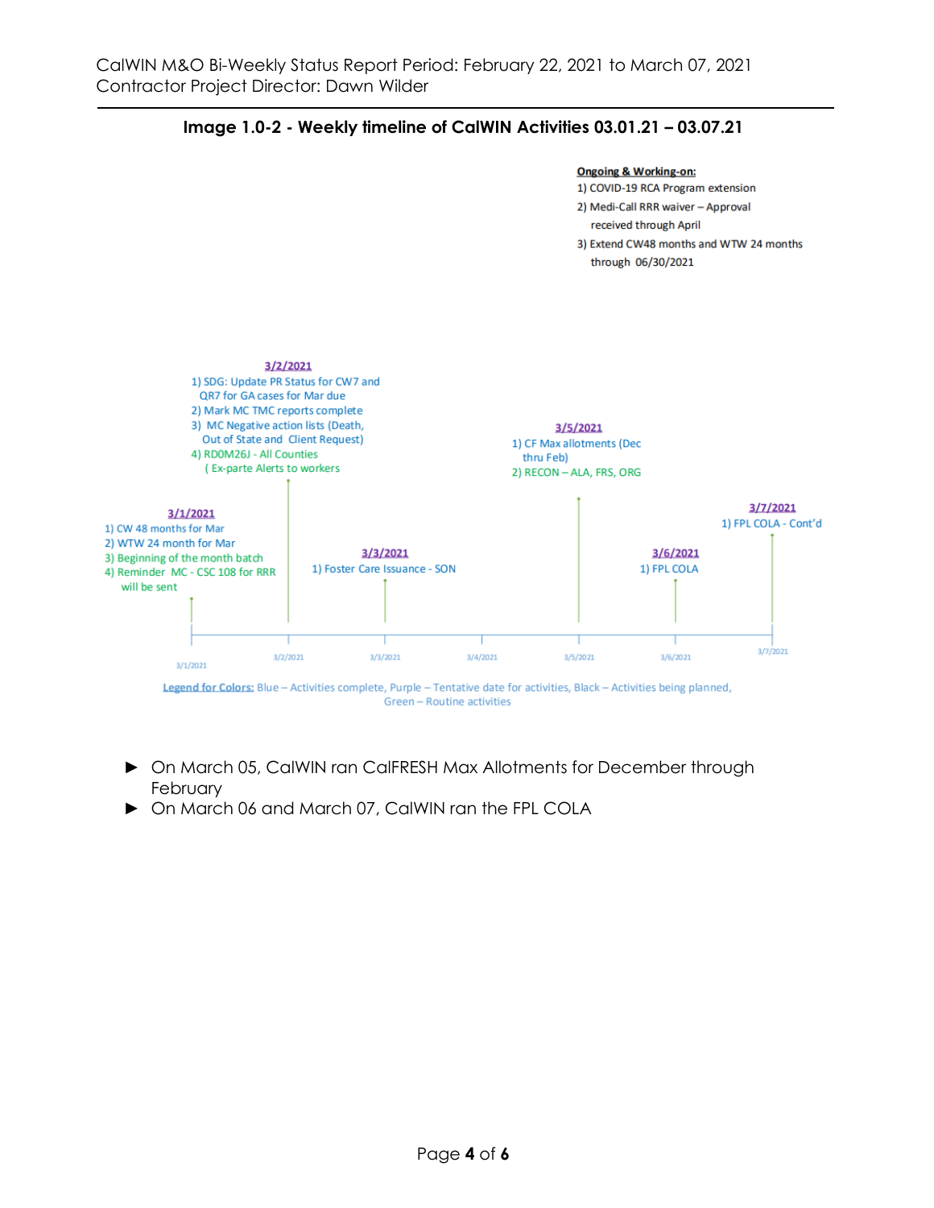**Image 1.0-2 - Weekly timeline of CalWIN Activities 03.01.21 – 03.07.21**

**Ongoing & Working-on:**
1) COVID-19 RCA Program extension
2) Medi-Call RRR waiver – Approval received through April
3) Extend CW48 months and WTW 24 months through 06/30/2021

**3/1/2021**
1) CW 48 months for Mar
2) WTW 24 month for Mar
3) Beginning of the month batch
4) Reminder MC - CSC 108 for RRR will be sent

**3/2/2021**
1) SDG: Update PR Status for CW7 and QR7 for GA cases for Mar due
2) Mark MC TMC reports complete
3) MC Negative action lists (Death, Out of State and Client Request)
4) RD0M26J - All Counties ( Ex-parte Alerts to workers

**3/3/2021**
1) Foster Care Issuance - SON

**3/5/2021**
1) CF Max allotments (Dec thru Feb)
2) RECON – ALA, FRS, ORG

**3/6/2021**
1) FPL COLA

**3/7/2021**
1) FPL COLA - Cont'd

3/1/2021 3/2/2021 3/3/2021 3/4/2021 3/5/2021 3/6/2021 3/7/2021

Legend for Colors: Blue – Activities complete, Purple – Tentative date for activities, Black – Activities being planned, Green – Routine activities

- On March 05, CalWIN ran CalFRESH Max Allotments for December through February
- On March 06 and March 07, CalWIN ran the FPL COLA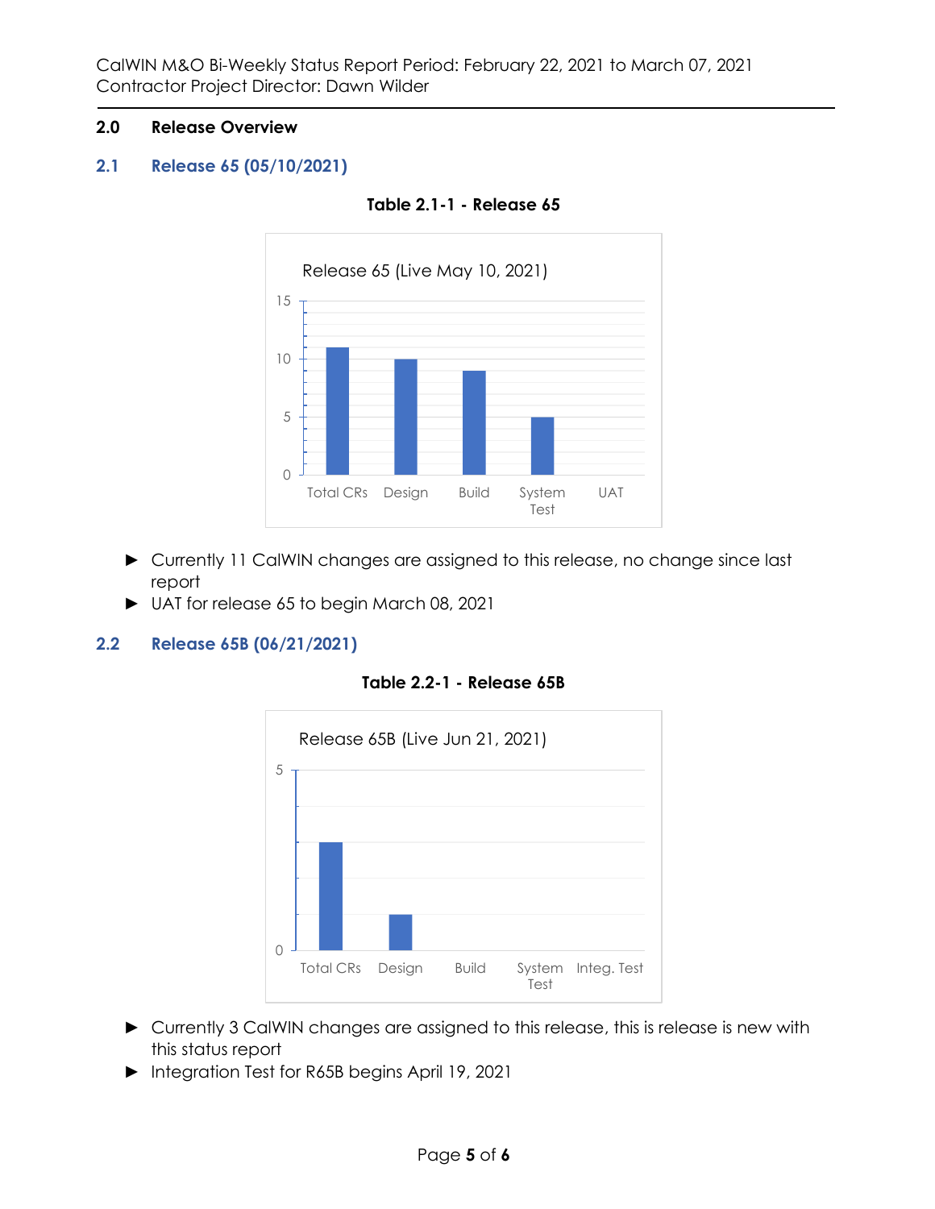## 2.0 Release Overview

### 2.1 Release 65 (05/10/2021)

**Table 2.1-1 - Release 65**

Release 65 (Live May 10, 2021)

| Total CRs | Design | Build | System Test | UAT |
|---|---|---|---|---|
| 11 | 10 | 9 | 5 | 0 |

- ► Currently 11 CalWIN changes are assigned to this release, no change since last report
- ► UAT for release 65 to begin March 08, 2021

### 2.2 Release 65B (06/21/2021)

**Table 2.2-1 - Release 65B**

Release 65B (Live Jun 21, 2021)

| Total CRs | Design | Build | System Test | Integ. Test |
|---|---|---|---|---|
| 3 | 1 | 0 | 0 | 0 |

- ► Currently 3 CalWIN changes are assigned to this release, this is release is new with this status report
- ► Integration Test for R65B begins April 19, 2021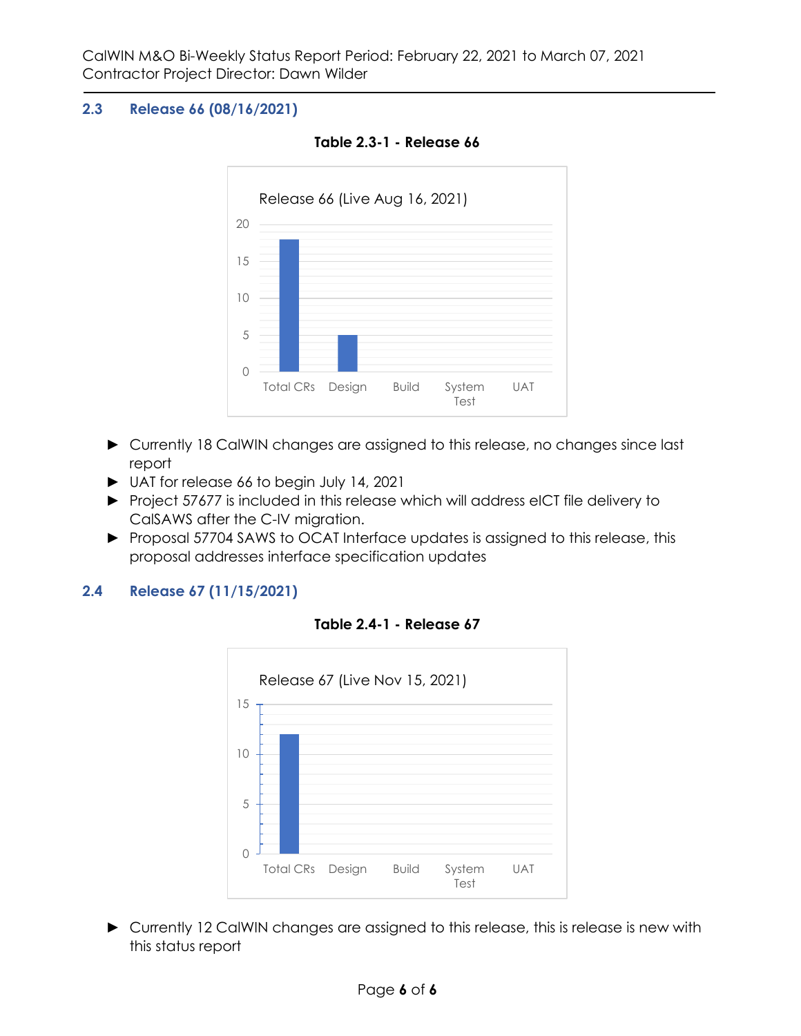## 2.3 Release 66 (08/16/2021)

**Table 2.3-1 - Release 66**

Release 66 (Live Aug 16, 2021)

20
15
10
5
0

Total CRs
Design
Build
System Test
UAT

- ► Currently 18 CalWIN changes are assigned to this release, no changes since last report
- ► UAT for release 66 to begin July 14, 2021
- ► Project 57677 is included in this release which will address eICT file delivery to CalSAWS after the C-IV migration.
- ► Proposal 57704 SAWS to OCAT Interface updates is assigned to this release, this proposal addresses interface specification updates

## 2.4 Release 67 (11/15/2021)

**Table 2.4-1 - Release 67**

Release 67 (Live Nov 15, 2021)

15
10
5
0

Total CRs
Design
Build
System Test
UAT

- ► Currently 12 CalWIN changes are assigned to this release, this is release is new with this status report